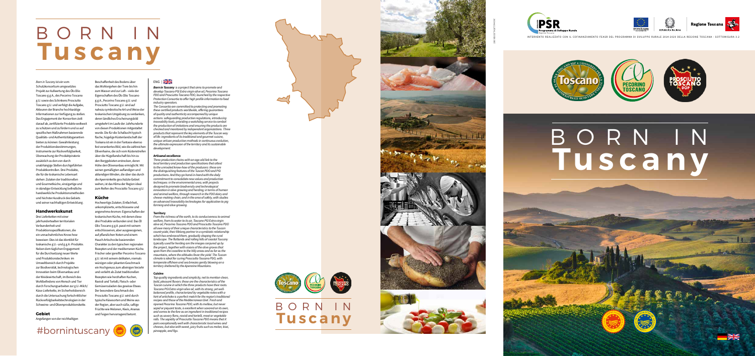# BORN IN **Tuscany**

*Born in Tuscany* ist ein vom Schutzkonsortium umgesetztes Projekt zur Aufwertung des Öls Olio Toscano g.g.A., des Pecorino Toscano g.U. sowie des Schinkens Prosciutto Toscano g.U. und verfolgt die Aufgabe, Akteuren der Branche hochkarätige Informationen zur Verfügung zu stellen. Das Engagement der Konsortien zielt darauf ab, zertifizierte Produkte weltweit zu schützen und zu fördern und so auf speziellen Maßnahmen basierende Qualitäts- und Authentizitätsgarantien bieten zu können: Gewährleistung der Produktionsbestimmungen, Instrumente zur Rückverfolgbarkeit, Überwachung der Produktpiraterie zusätzlich zu den von durch unabhängige Stellen durchgeführten Produktkontrollen. Drei Produkte, die für die toskanische Lebensart stehen: Zutaten der traditionellen und Gourmetküche, einzigartige und in ständiger Entwicklung befindliche handwerkliche Produktionsmethoden und höchster Ausdruck des Gebiets und seiner nachhaltigen Entwicklung.

## Handwerkskunst

Drei Lieferketten mit einer jahrhundertealten territorialen Verbundenheit und Produktionsspezifikationen, die ein unnachahmliches Know-how beweisen: Dies ist das Identikit für toskanische g.U.- und g.g.A.-Produkte. Neben dem täglichen Engagement für die Durchsetzung neuer Werte und Produktionstechniken: im Umweltbereich durch Projekte zur Biodiversität, technologischen Innovation beim Olivenanbau und der Weidewirtschaft, im Bereich des Wohlbefindens von Mensch und Tier durch Forschungsarbeiten zur g.U.-Milch/Käse-Lieferkette, im Sicherheitsbereich durch die Untersuchung fortschrittlicher Rückverfolgbarkeitstechnologien in der Schweine- und Olivenproduktionskette.

## Gebiet

Angefangen von der reichhaltigen Beschaffenheit des Bodens über das Wohlergehen der Tiere bis hin zum Wasser und zur Luft – viele der Eigenschaften des Öls Olio Toscano g.g.A., Pecorino Toscano g.U. und Prosciutto Toscano g.U. sind auf nahezu symbiotische Art und Weise der toskanischen Umgebung zu verdanken, deren ländliches Erscheinungsbild umgekehrt im Laufe der Jahrhunderte von diesen Produktionen mitgestaltet wurde. Die für die Schafzucht typisch flache, hügelige Küstenlandschaft der Toskana ist ein in der Fantasie ebenso fest verankertes Bild, wie die zahlreichen Olivenhaine, die sich vom Küstenstreifen über die Hügellandschaft bis hin zu den Berggebieten erstrecken, deren Höhe den Olivenanbau ermöglicht. Mit seinen gemäßigten auflandigen und ablandigen Winden, die über das durch die Apenninkette geschützte Gebiet wehen, ist das Klima der Region ideal zum Reifen des Prosciutto Toscano g.U.

## Küche

Hochwertige Zutaten, Einfachheit, unkomplizierte, entschlossene und angenehme Aromen: Eigenschaften der toskanischen Küche, mit denen diese drei Produkte verbunden sind. Das Öl Olio Toscano g.g.A. passt mit seinem entschlossenen, aber ausgewogenen, auf pflanzlichen Noten und einem Hauch Artischocke basierenden Charakter zu den typischen regionalen Rezepten und der mediterranen Küche. Frischer oder gereifter Pecorino Toscano g.U. ist mit seinem delikaten, niemals würzigen oder pikanten Geschmack ein Hochgenuss zum alleinigen Verzehr und verleiht als Zutat traditionellen Rezepten wie herzhaften Kuchen, Ravioli und Tortelli, Fleisch- oder Gemüserouladen das gewisse Etwas. Der besondere Geschmack des Prosciutto Toscano g.U. wird durch typische Käsesorten und Weine aus der Region, aber auch süße, saftige Früchte wie Melonen, Kiwis, Ananas und Feigen hervorgehoben betont.

#bornintuscany

ENG

***Born in Tuscany*** *is a project that aims to promote and develop Toscano PGI Extra virgin olive oil, Pecorino Toscano PDO and Prosciutto Toscano PDO, launched by the respective Protection Consortia to offer high profile information to food industry operators.*
*The Consortia are committed to protecting and promoting these certified products worldwide, offering guarantees of quality and authenticity accompanied by unique actions: safeguarding production regulations, introducing traceability tools, providing a watchdog service to combat the production of imitations and ensuring the products are checked and monitored by independent organizations. Three products that represent the key elements of the Tuscan way of life: ingredients of its traditional and gourmet cuisine, unique artisan production methods in continuous evolution, the ultimate expression of the territory and its sustainable development.*

### Artisanal excellence

*Three production chains with an age-old link to the local territory and production specifications that attest to the unrivaled know-how of the producers: these are the distinguishing features of the Tuscan PDO and PGI productions. And they go hand-in-hand with the daily commitment to consolidate new values and production techniques: in the environmental area, with projects designed to promote biodiversity and technological innovation in olive growing and herding; in terms of human and animal welfare, through research in the PDO dairy and cheese-making chain; and in the area of safety, with studies on advanced traceability technologies for application to pig farming and olive growing.*

### Territory

*From the richness of the earth, to its conduciveness to animal welfare, from its water to its air, Toscano PGI Extra virgin olive oil, Pecorino Toscano PDO and Prosciutto Toscano PDO all owe many of their unique characteristics to the Tuscan countryside, their lifelong partner in a symbiotic relationship which has embraced them, gradually shaping the rural landscape. The flatlands and rolling hills of coastal Tuscany typically used for herding are the images conjured up by the project, together with visions of the olive groves that span from the coastline to the hilly areas and as far as the mountains, where the altitudes favor the yield. The Tuscan climate is ideal for curing Prosciutto Toscano PDO, with temperate offshore and sea breezes gently blowing on a territory sheltered by the Apennine Mountains.*

### Cuisine

*Top quality ingredients and simplicity, not to mention clean, bold, pleasant flavors: these are the characteristics of the Tuscan cuisine in which the three products have their roots. Toscano PGI Extra virgin olive oil, with its strong, yet well-balanced profile, characterized by vegetable notes with a hint of artichoke is a perfect match for the region's traditional recipes and those of the Mediterranean Diet. Fresh and ripened Pecorino Toscano PDO, with its mellow, but never sapid or piquant taste, is excellent when savored on its own, and comes to the fore as an ingredient in traditional recipes such as savory flans, ravioli and tortelli, meat or vegetable rolls. The sapidity of Prosciutto Toscano PDO means that it pairs exceptionally well with characteristic local wines and cheeses, but also with sweet, juicy fruits such as melon, kiwi, pineapple, and figs.*

# BORN IN **Tuscany**

INTERVENTO REALIZZATO CON IL COFINANZIAMENTO FEASR DEL PROGRAMMA DI SVILUPPO RURALE 2014-2020 DELLA REGIONE TOSCANA - SOTTOMISURA 3.2

# BORN IN **Tuscany**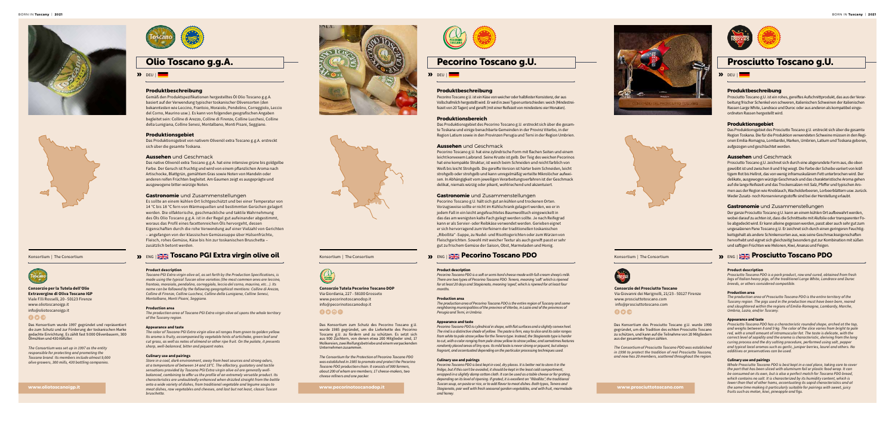# Olio Toscano g.g.A.

DEU

### Produktbeschreibung

Gemäß den Produktspezifikationen hergestelltes Öl Olio Toscano g.g.A. basiert auf der Verwendung typischer toskanischer Olivensorten (den bekanntesten wie Leccino, Frantoio, Moraiolo, Pendolino, Correggiolo, Leccio del Corno, Maurino usw.). Es kann von folgenden geografischen Angaben begleitet sein: Colline di Arezzo, Colline di Firenze, Colline Lucchesi, Colline della Lunigiana, Colline Senesi, Montalbano, Monti Pisani, Seggiano.

### Produktionsgebiet

Das Produktionsgebiet von nativem Olivenöl extra Toscano g.g.A. erstreckt sich über die gesamte Toskana.

### Aussehen und Geschmack

Das native Olivenöl extra Toscano g.g.A. hat eine intensive grüne bis goldgelbe Farbe. Der Geruch ist fruchtig und wird von einem pflanzlichen Aroma nach Artischocke, Blattgrün, gemähtem Gras sowie Noten von Mandeln oder anderen reifen Früchten begleitet. Am Gaumen zeigt es ausgeprägte und ausgewogene bitter-würzige Noten.

### Gastronomie und Zusammenstellungen

Es sollte an einem kühlen Ort lichtgeschützt und bei einer Temperatur von 14 °C bis 18 °C fern von Wärmequellen und bestimmten Gerüchen gelagert werden. Die olfaktorische, geschmackliche und taktile Wahrnehmung des Öls Olio Toscano g.g.A. ist in der Regel gut aufeinander abgestimmt, woraus das Profil eines facettenreichen Öls hervorgeht, dessen Eigenschaften durch die rohe Verwendung auf einer Vielzahl von Gerichten – angefangen von der klassischen Gemüsesuppe über Hülsenfrüchte, Fleisch, rohes Gemüse, Käse bis hin zur toskanischen Bruschetta – zusätzlich betont werden.

## ENG | Toscano PGI Extra virgin olive oil

### Product description

*Toscano PGI Extra virgin olive oil, as set forth by the Production Specifications, is made using the typical Tuscan olive varieties (the most common ones are leccino, frantoio, moraiolo, pendolino, correggiolo, leccio del corno, maurino, etc...). Its name can be followed by the following geographical mentions: Colline di Arezzo, Colline di Firenze, Colline Lucchesi, Colline della Lunigiana, Colline Senesi, Montalbano, Monti Pisani, Seggiano.*

### Production area

*The production area of Toscano PGI Extra virgin olive oil spans the whole territory of the Tuscany region.*

### Appearance and taste

*The color of Toscano PGI Extra virgin olive oil ranges from green to golden yellow. Its aroma is fruity, accompanied by vegetable hints of artichoke, green leaf and cut grass, as well as notes of almond or other ripe fruit. On the palate, it presents sharp, well-balanced, bitter and piquant notes.*

### Culinary use and pairings

*Store in a cool, dark environment, away from heat sources and strong odors, at a temperature of between 14 and 18°C. The olfactory, gustatory and tactile sensations provided by Toscano PGI Extra virgin olive oil are generally well-balanced, combining to offer us the profile of an extremely versatile product. Its characteristics are undoubtedly enhanced when drizzled straight from the bottle onto a wide variety of dishes, from traditional vegetable and legume soups to meat dishes, raw vegetables and cheeses, and last but not least, classic Tuscan bruschetta.*

Konsortium | The Consortium

**Consorzio per la Tutela dell'Olio Extravergine di Oliva Toscano IGP**
Viale F.lli Rosselli, 20 - 50123 Firenze
www.oliotoscanoigp.it
info@oliotoscanoigp.it

Das Konsortium wurde 1997 gegründet und repräsentiert die zum Schutz und zur Förderung der toskanischen Marke gedachte Einrichtung. Es zählt fast 9.000 Olivenbauern, 300 Ölmühlen und 430 Abfüller.

*The Consortium was set up in 1997 as the entity responsible for protecting and promoting the 'Toscano brand'. Its members include almost 9,000 olive growers, 300 mills, 430 bottling companies.*

**www.oliotoscanoigp.it**

# Pecorino Toscano g.U.

DEU

### Produktbeschreibung

Pecorino Toscano g.U. ist ein Käse von weicher oder halbfester Konsistenz, der aus Vollschafmilch hergestellt wird. Er wird in zwei Typen unterschieden: weich (Mindestreifezeit von 20 Tagen) und gereift (mit einer Reifezeit von mindestens vier Monaten).

### Produktionsbereich

Das Produktionsgebiet des Pecorino Toscano g.U. erstreckt sich über die gesamte Toskana und einige benachbarte Gemeinden in der Provinz Viterbo, in der Region Latium sowie in den Provinzen Perugia und Terni in der Region Umbrien.

### Aussehen und Geschmack

Pecorino Toscano g.U. hat eine zylindrische Form mit flachen Seiten und einem leicht konvexem Laibrand. Seine Kruste ist gelb. Der Teig des weichen Pecorinos hat eine kompakte Struktur, ist weich beim Schneiden und reicht farblich von Weiß bis leicht Strohgelb. Die gereifte Version ist härter beim Schneiden, leicht strohgelb oder strohgelb und kann unregelmäßig verteilte Mikrolöcher aufweisen. In Abhängigkeit vom jeweiligen Verarbeitungsverfahren ist der Geschmack delikat, niemals würzig oder pikant, wohlriechend und akzentuiert.

### Gastronomie und Zusammenstellungen

Pecorino Toscano g.U. hält sich gut an kühlen und trockenen Orten. Vorzugsweise sollte er nicht im Kühlschrank gelagert werden, wo er in jedem Fall in ein leicht angefeuchtetes Baumwolltuch eingewickelt in das das am wenigsten kalte Fach gelegt werden sollte. Je nach Reifegrad kann er als Servier- oder Reibkäse verwendet werden. Gerieben eignet er sich hervorragend zum Verfeinern der traditionellen toskanischen „Ribollita"-Suppe, zu Nudel- und Risottogerichten oder zum Würzen von Fleischgerichten. Sowohl mit weicher Textur als auch gereift passt er sehr gut zu frischem Gemüse der Saison, Obst, Marmeladen und Honig.

## ENG | Pecorino Toscano PDO

### Product description

*Pecorino Toscano PDO is a soft or semi-hard cheese made with full-cream sheep's milk. There are two types of Pecorino Toscano PDO: Tenero, meaning 'soft' which is ripened for at least 20 days and Stagionato, meaning 'aged', which is ripened for at least four months.*

### Production area

*The production area of Pecorino Toscano PDO is the entire region of Tuscany and some neighboring municipalities of the province of Viterbo, in Lazio and of the provinces of Perugia and Terni, in Umbria.*

### Appearance and taste

*Pecorino Toscano PDO is cylindrical in shape, with flat surfaces and a slightly convex heel. The rind is a distinctive shade of yellow. The paste is firm, easy to slice and its color ranges from white to pale straw yellow for the Tenero type. Instead, the Stagionato type is harder to cut, with a color ranging from pale straw yellow to straw yellow, and sometimes features randomly placed areas of tiny eyes. Its mild taste is never strong or piquant, but always fragrant, and accentuated depending on the particular processing techniques used.*

### Culinary use and pairings

*Pecorino Toscano PDO is best kept in cool, dry places. It is better not to store it in the fridge, but if this can't be avoided, it should be kept in the least cold compartment, wrapped in a slightly damp cotton cloth. It can be used as a table cheese or for grating, depending on its level of ripening. If grated, it is excellent on "Ribollita", the traditional Tuscan soup, on pasta or rice, or to add flavor to meat dishes. Both types, Tenero and Stagionato, pair well with fresh seasonal garden vegetables, and with fruit, marmalade and honey.*

Konsortium | The Consortium

**Consorzio Tutela Pecorino Toscano DOP**
Via Giordania, 227 - 58100 Grosseto
www.pecorinotoscanodop.it
info@pecorinotoscanodop.it

Das Konsortium zum Schutz des Pecorino Toscano g.U. wurde 1985 gegründet, um die Lieferkette des Pecorino Toscano g.U. zu fördern und zu schützen. Es setzt sich aus 900 Züchtern, von denen etwa 200 Mitglieder sind, 17 Molkereien, zwei Reifungsbetriebe und einem verpackenden Unternehmen zusammen.

*The Consortium for the Protection of Pecorino Toscano PDO was established in 1985 to promote and protect the Pecorino Toscano PDO production chain. It consists of 900 farmers, about 200 of whom are members; 17 cheese-makers, two cheese refiners and one packer.*

**www.pecorinotoscanodop.it**

# Prosciutto Toscano g.U.

DEU

### Produktbeschreibung

Prosciutto Toscano g.U. ist ein rohes, gereiftes Aufschnittprodukt, das aus der Verarbeitung frischer Schenkel von schweren, italienischen Schweinen der italienischen Rassen Large White, Landrace und Duroc oder aus anderen als kompatibel eingeordneten Rassen hergestellt wird.

### Produktionsgebiet

Das Produktionsgebiet des Prosciutto Toscano g.U. erstreckt sich über die gesamte Region Toskana. Die für die Produktion verwendeten Schweine müssen in den Regionen Emilia-Romagna, Lombardei, Marken, Umbrien, Latium und Toskana geboren, aufgezogen und geschlachtet werden.

### Aussehen und Geschmack

Prosciutto Toscano g.U. zeichnet sich durch eine abgerundete Form aus, die oben gewölbt ist und zwischen 8 und 9 kg wiegt. Die Farbe der Scheibe variiert von kräftigem Rot bis Hellrot, das von wenig inframuskulärem Fett unterbrochen wird. Der delikate, ausgewogen würzige Geschmack und das charakteristische Aroma gehen auf die lange Reifezeit und das Trockensalzen mit Salz, Pfeffer und typischen Aromen aus der Region wie Knoblauch, Wacholderbeeren, Lorbeerblättern usw. zurück. Weder Zusatz- noch Konservierungsstoffe sind bei der Herstellung erlaubt.

### Gastronomie und Zusammenstellungen

Der ganze Prosciutto Toscano g.U. kann an einem kühlen Ort aufbewahrt werden, wobei darauf zu achten ist, dass die Schnittseite mit Alufolie oder transparenter Folie abgedeckt wird. Er kann alleine gegessen werden, passt aber auch sehr gut zum ungesalzenen Pane Toscano g.U. Er zeichnet sich durch einen geringeren Feuchtigkeitsgehalt als andere Schinkensorten aus, was seine Geschmackseigenschaften hervorhebt und eignet sich gleichzeitig besonders gut zur Kombination mit süßen und saftigen Früchten wie Melonen, Kiwi, Ananas und Feigen.

## ENG | Prosciutto Toscano PDO

### Product description

*Prosciutto Toscano PDO is a pork product, raw and cured, obtained from fresh legs of Italian heavy pigs, of the traditional Large White, Landrace and Duroc breeds, or others considered compatible.*

### Production area

*The production area of Prosciutto Toscano PDO is the entire territory of the Tuscany region. The pigs used in the production must have been born, reared and slaughtered within the regions of Emilia-Romagna, Lombardy, Marche, Umbria, Lazio, and/or Tuscany.*

### Appearance and taste

*Prosciutto Toscano PDO has a characteristic rounded shape, arched at the top, and weighs between 8 and 9 kg. The color of the slice varies from bright to pale red, with a small amount of intramuscular fat. The taste is delicate, with the correct level of sapidity and the aroma is characteristic, deriving from the long curing process and the dry salting procedure, performed using salt, pepper and typical local aromas such as garlic, juniper berries, laurel and others. No additives or preservatives can be used.*

### Culinary use and pairings

*Whole Prosciutto Toscano PDO is best kept in a cool place, taking care to cover the part that has been sliced with aluminum foil or plastic food wrap. It can be consumed on its own, but is also a perfect match for Toscano PDO bread, which contains no salt. It is characterized by its humidity content, which is lower than that of other hams, accentuating its sapid characteristics and at the same time making it particularly suitable for pairings with sweet, juicy fruits such as melon, kiwi, pineapple and figs.*

Konsortium | The Consortium

**Consorzio del Prosciutto Toscano**
Via Giovanni dei Marignolli, 21/23 - 50127 Firenze
www.prosciuttotoscano.com
info@prosciuttotoscano.com

Das Konsortium des Prosciutto Toscano g.U. wurde 1990 gegründet, um die Tradition des echten Prosciutto Toscano zu schützen, und kann auf die Teilnahme von 20 Mitgliedern aus der gesamten Region zählen.

*The Consortium of Prosciutto Toscano PDO was established in 1990 to protect the tradition of real Prosciutto Toscano, and now has 20 members, scattered throughout the region.*

**www.prosciuttotoscano.com**